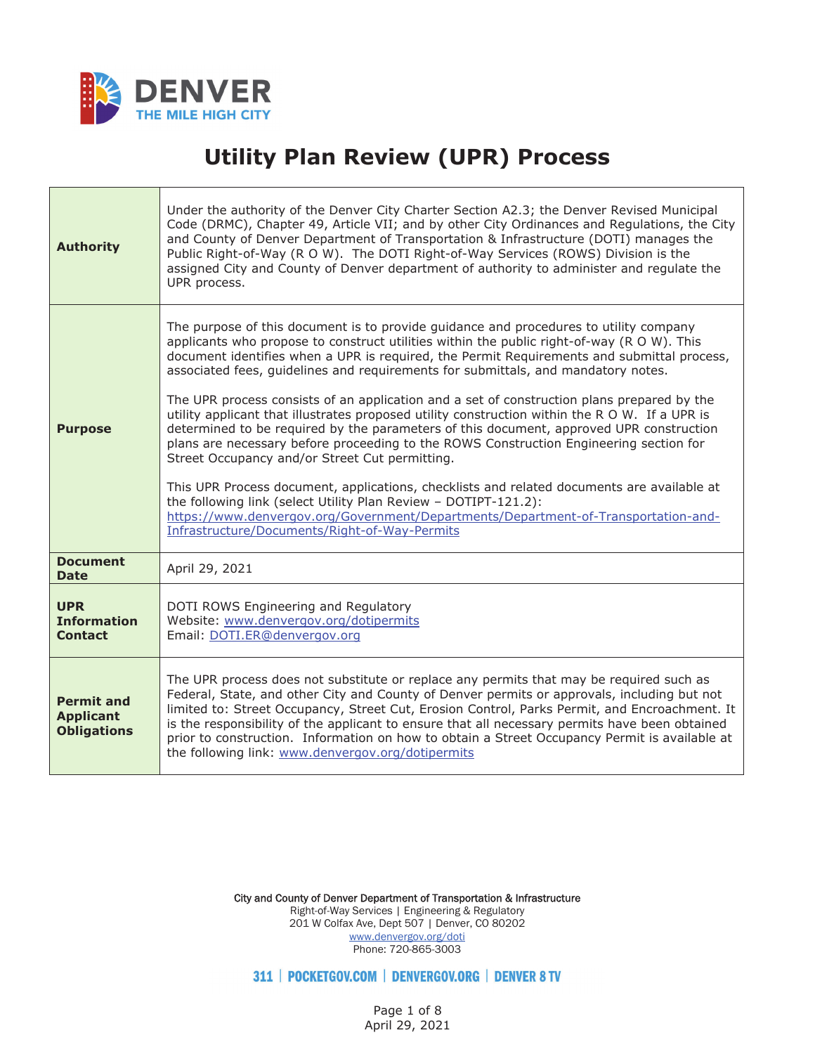DENVER
THE MILE HIGH CITY

# Utility Plan Review (UPR) Process

| | |
|---|---|
| **Authority** | Under the authority of the Denver City Charter Section A2.3; the Denver Revised Municipal Code (DRMC), Chapter 49, Article VII; and by other City Ordinances and Regulations, the City and County of Denver Department of Transportation & Infrastructure (DOTI) manages the Public Right-of-Way (R O W). The DOTI Right-of-Way Services (ROWS) Division is the assigned City and County of Denver department of authority to administer and regulate the UPR process. |
| **Purpose** | The purpose of this document is to provide guidance and procedures to utility company applicants who propose to construct utilities within the public right-of-way (R O W). This document identifies when a UPR is required, the Permit Requirements and submittal process, associated fees, guidelines and requirements for submittals, and mandatory notes.<br><br>The UPR process consists of an application and a set of construction plans prepared by the utility applicant that illustrates proposed utility construction within the R O W. If a UPR is determined to be required by the parameters of this document, approved UPR construction plans are necessary before proceeding to the ROWS Construction Engineering section for Street Occupancy and/or Street Cut permitting.<br><br>This UPR Process document, applications, checklists and related documents are available at the following link (select Utility Plan Review – DOTIPT-121.2): https://www.denvergov.org/Government/Departments/Department-of-Transportation-and-Infrastructure/Documents/Right-of-Way-Permits |
| **Document Date** | April 29, 2021 |
| **UPR Information Contact** | DOTI ROWS Engineering and Regulatory<br>Website: www.denvergov.org/dotipermits<br>Email: DOTI.ER@denvergov.org |
| **Permit and Applicant Obligations** | The UPR process does not substitute or replace any permits that may be required such as Federal, State, and other City and County of Denver permits or approvals, including but not limited to: Street Occupancy, Street Cut, Erosion Control, Parks Permit, and Encroachment. It is the responsibility of the applicant to ensure that all necessary permits have been obtained prior to construction. Information on how to obtain a Street Occupancy Permit is available at the following link: www.denvergov.org/dotipermits |

City and County of Denver Department of Transportation & Infrastructure
Right-of-Way Services | Engineering & Regulatory
201 W Colfax Ave, Dept 507 | Denver, CO 80202
www.denvergov.org/doti
Phone: 720-865-3003

311 | POCKETGOV.COM | DENVERGOV.ORG | DENVER 8 TV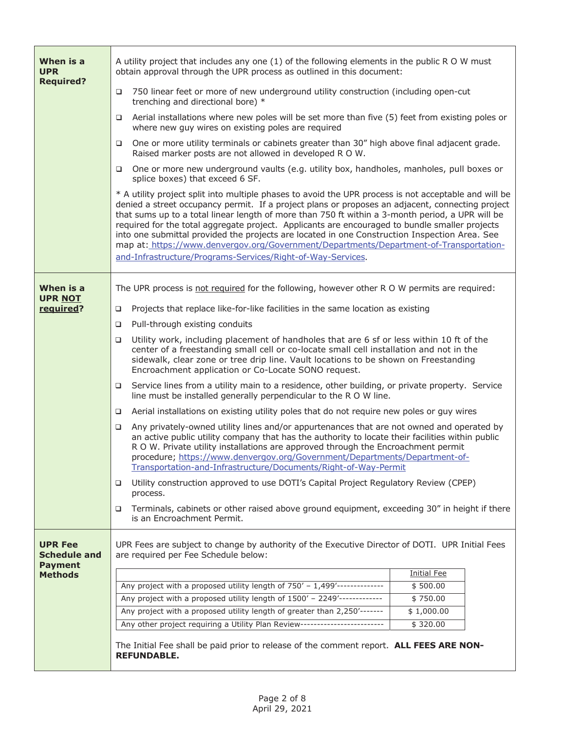| | |
|---|---|
| **When is a UPR Required?** | A utility project that includes any one (1) of the following elements in the public R O W must obtain approval through the UPR process as outlined in this document:<br><br>❑ 750 linear feet or more of new underground utility construction (including open-cut trenching and directional bore) *<br><br>❑ Aerial installations where new poles will be set more than five (5) feet from existing poles or where new guy wires on existing poles are required<br><br>❑ One or more utility terminals or cabinets greater than 30" high above final adjacent grade. Raised marker posts are not allowed in developed R O W.<br><br>❑ One or more new underground vaults (e.g. utility box, handholes, manholes, pull boxes or splice boxes) that exceed 6 SF.<br><br>* A utility project split into multiple phases to avoid the UPR process is not acceptable and will be denied a street occupancy permit. If a project plans or proposes an adjacent, connecting project that sums up to a total linear length of more than 750 ft within a 3-month period, a UPR will be required for the total aggregate project. Applicants are encouraged to bundle smaller projects into one submittal provided the projects are located in one Construction Inspection Area. See map at: https://www.denvergov.org/Government/Departments/Department-of-Transportation-and-Infrastructure/Programs-Services/Right-of-Way-Services. |
| **When is a UPR <u>NOT</u> <u>required</u>?** | The UPR process is <u>not required</u> for the following, however other R O W permits are required:<br><br>❑ Projects that replace like-for-like facilities in the same location as existing<br><br>❑ Pull-through existing conduits<br><br>❑ Utility work, including placement of handholes that are 6 sf or less within 10 ft of the center of a freestanding small cell or co-locate small cell installation and not in the sidewalk, clear zone or tree drip line. Vault locations to be shown on Freestanding Encroachment application or Co-Locate SONO request.<br><br>❑ Service lines from a utility main to a residence, other building, or private property. Service line must be installed generally perpendicular to the R O W line.<br><br>❑ Aerial installations on existing utility poles that do not require new poles or guy wires<br><br>❑ Any privately-owned utility lines and/or appurtenances that are not owned and operated by an active public utility company that has the authority to locate their facilities within public R O W. Private utility installations are approved through the Encroachment permit procedure; https://www.denvergov.org/Government/Departments/Department-of-Transportation-and-Infrastructure/Documents/Right-of-Way-Permit<br><br>❑ Utility construction approved to use DOTI's Capital Project Regulatory Review (CPEP) process.<br><br>❑ Terminals, cabinets or other raised above ground equipment, exceeding 30" in height if there is an Encroachment Permit. |
| **UPR Fee Schedule and Payment Methods** | UPR Fees are subject to change by authority of the Executive Director of DOTI. UPR Initial Fees are required per Fee Schedule below:<br><br>(see fee schedule table below)<br><br>The Initial Fee shall be paid prior to release of the comment report. **ALL FEES ARE NON-REFUNDABLE.** |

| | <u>Initial Fee</u> |
|---|---|
| Any project with a proposed utility length of 750' – 1,499'-------------- | $ 500.00 |
| Any project with a proposed utility length of 1500' – 2249'------------- | $ 750.00 |
| Any project with a proposed utility length of greater than 2,250'------- | $ 1,000.00 |
| Any other project requiring a Utility Plan Review------------------------- | $ 320.00 |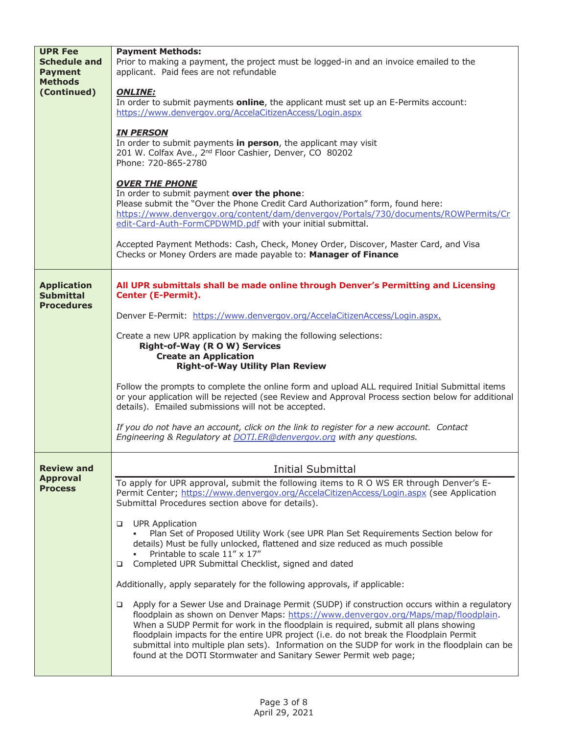| | |
|---|---|
| **UPR Fee Schedule and Payment Methods (Continued)** | **Payment Methods:**<br>Prior to making a payment, the project must be logged-in and an invoice emailed to the applicant. Paid fees are not refundable<br><br>***ONLINE:***<br>In order to submit payments **online**, the applicant must set up an E-Permits account: https://www.denvergov.org/AccelaCitizenAccess/Login.aspx<br><br>***IN PERSON***<br>In order to submit payments **in person**, the applicant may visit<br>201 W. Colfax Ave., 2nd Floor Cashier, Denver, CO 80202<br>Phone: 720-865-2780<br><br>***OVER THE PHONE***<br>In order to submit payment **over the phone**:<br>Please submit the "Over the Phone Credit Card Authorization" form, found here: https://www.denvergov.org/content/dam/denvergov/Portals/730/documents/ROWPermits/Credit-Card-Auth-FormCPDWMD.pdf with your initial submittal.<br><br>Accepted Payment Methods: Cash, Check, Money Order, Discover, Master Card, and Visa<br>Checks or Money Orders are made payable to: **Manager of Finance** |
| **Application Submittal Procedures** | **All UPR submittals shall be made online through Denver's Permitting and Licensing Center (E-Permit).**<br><br>Denver E-Permit: https://www.denvergov.org/AccelaCitizenAccess/Login.aspx.<br><br>Create a new UPR application by making the following selections:<br>**Right-of-Way (R O W) Services**<br>**Create an Application**<br>**Right-of-Way Utility Plan Review**<br><br>Follow the prompts to complete the online form and upload ALL required Initial Submittal items or your application will be rejected (see Review and Approval Process section below for additional details). Emailed submissions will not be accepted.<br><br>*If you do not have an account, click on the link to register for a new account. Contact Engineering & Regulatory at DOTI.ER@denvergov.org with any questions.* |
| **Review and Approval Process** | **Initial Submittal**<br><br>To apply for UPR approval, submit the following items to R O WS ER through Denver's E-Permit Center; https://www.denvergov.org/AccelaCitizenAccess/Login.aspx (see Application Submittal Procedures section above for details).<br><br>❑ UPR Application<br>▪ Plan Set of Proposed Utility Work (see UPR Plan Set Requirements Section below for details) Must be fully unlocked, flattened and size reduced as much possible<br>▪ Printable to scale 11" x 17"<br>❑ Completed UPR Submittal Checklist, signed and dated<br><br>Additionally, apply separately for the following approvals, if applicable:<br><br>❑ Apply for a Sewer Use and Drainage Permit (SUDP) if construction occurs within a regulatory floodplain as shown on Denver Maps: https://www.denvergov.org/Maps/map/floodplain. When a SUDP Permit for work in the floodplain is required, submit all plans showing floodplain impacts for the entire UPR project (i.e. do not break the Floodplain Permit submittal into multiple plan sets). Information on the SUDP for work in the floodplain can be found at the DOTI Stormwater and Sanitary Sewer Permit web page; |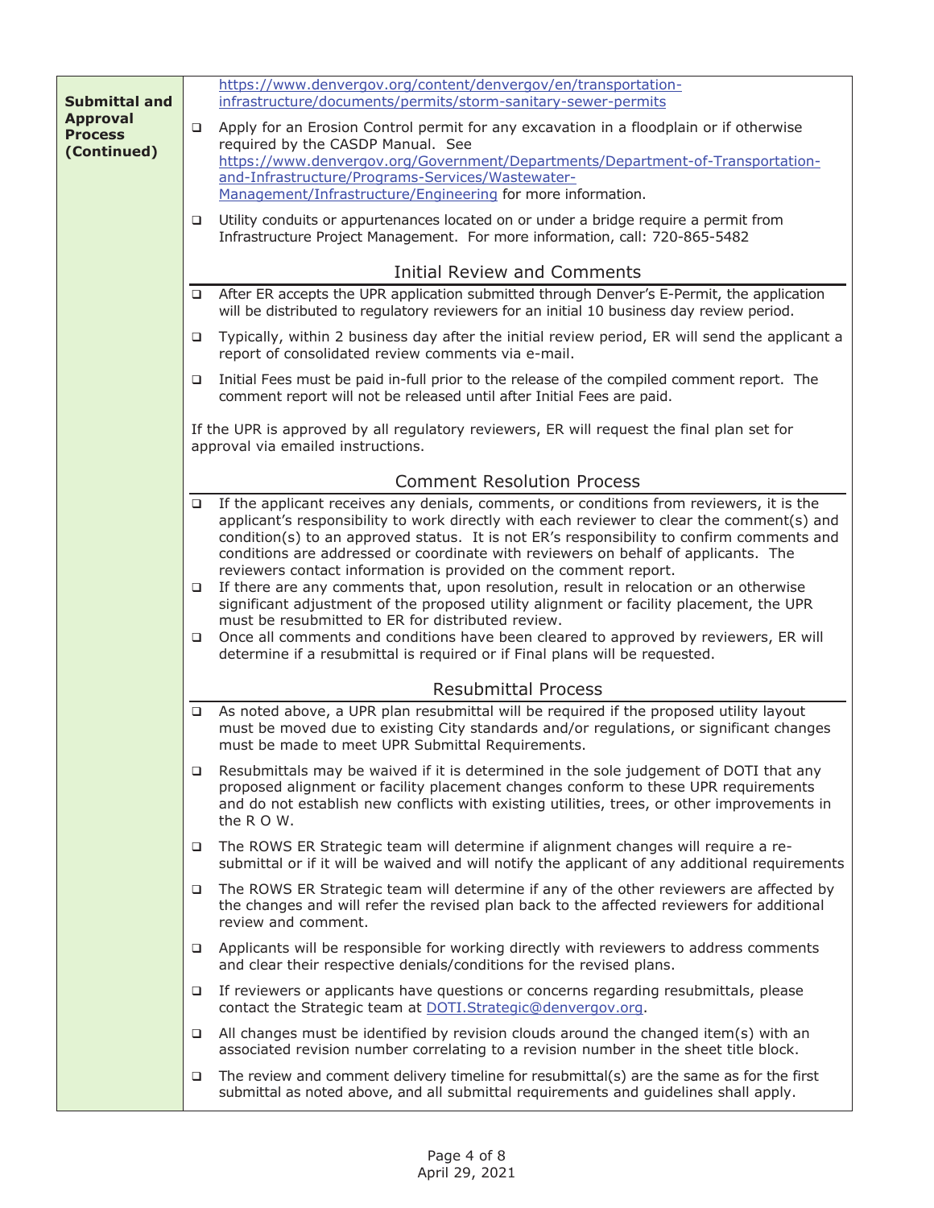**Submitting and Approval Process (Continued)**

https://www.denvergov.org/content/denvergov/en/transportation-infrastructure/documents/permits/storm-sanitary-sewer-permits

- Apply for an Erosion Control permit for any excavation in a floodplain or if otherwise required by the CASDP Manual. See https://www.denvergov.org/Government/Departments/Department-of-Transportation-and-Infrastructure/Programs-Services/Wastewater-Management/Infrastructure/Engineering for more information.
- Utility conduits or appurtenances located on or under a bridge require a permit from Infrastructure Project Management. For more information, call: 720-865-5482

## Initial Review and Comments

- After ER accepts the UPR application submitted through Denver's E-Permit, the application will be distributed to regulatory reviewers for an initial 10 business day review period.
- Typically, within 2 business day after the initial review period, ER will send the applicant a report of consolidated review comments via e-mail.
- Initial Fees must be paid in-full prior to the release of the compiled comment report. The comment report will not be released until after Initial Fees are paid.

If the UPR is approved by all regulatory reviewers, ER will request the final plan set for approval via emailed instructions.

## Comment Resolution Process

- If the applicant receives any denials, comments, or conditions from reviewers, it is the applicant's responsibility to work directly with each reviewer to clear the comment(s) and condition(s) to an approved status. It is not ER's responsibility to confirm comments and conditions are addressed or coordinate with reviewers on behalf of applicants. The reviewers contact information is provided on the comment report.
- If there are any comments that, upon resolution, result in relocation or an otherwise significant adjustment of the proposed utility alignment or facility placement, the UPR must be resubmitted to ER for distributed review.
- Once all comments and conditions have been cleared to approved by reviewers, ER will determine if a resubmittal is required or if Final plans will be requested.

## Resubmittal Process

- As noted above, a UPR plan resubmittal will be required if the proposed utility layout must be moved due to existing City standards and/or regulations, or significant changes must be made to meet UPR Submittal Requirements.
- Resubmittals may be waived if it is determined in the sole judgement of DOTI that any proposed alignment or facility placement changes conform to these UPR requirements and do not establish new conflicts with existing utilities, trees, or other improvements in the R O W.
- The ROWS ER Strategic team will determine if alignment changes will require a re-submittal or if it will be waived and will notify the applicant of any additional requirements
- The ROWS ER Strategic team will determine if any of the other reviewers are affected by the changes and will refer the revised plan back to the affected reviewers for additional review and comment.
- Applicants will be responsible for working directly with reviewers to address comments and clear their respective denials/conditions for the revised plans.
- If reviewers or applicants have questions or concerns regarding resubmittals, please contact the Strategic team at DOTI.Strategic@denvergov.org.
- All changes must be identified by revision clouds around the changed item(s) with an associated revision number correlating to a revision number in the sheet title block.
- The review and comment delivery timeline for resubmittal(s) are the same as for the first submittal as noted above, and all submittal requirements and guidelines shall apply.

April 29, 2021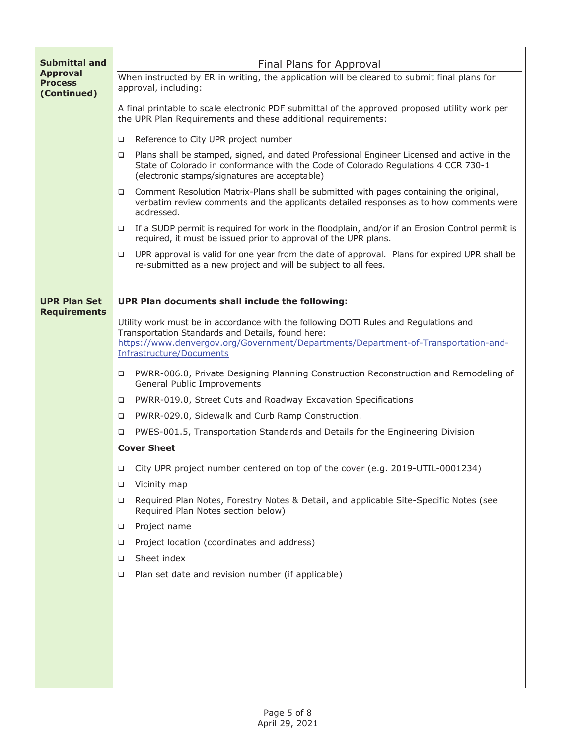| | |
|---|---|
| **Submittal and Approval Process (Continued)** | Final Plans for Approval<br><br>When instructed by ER in writing, the application will be cleared to submit final plans for approval, including:<br><br>A final printable to scale electronic PDF submittal of the approved proposed utility work per the UPR Plan Requirements and these additional requirements:<br><br>❑ Reference to City UPR project number<br><br>❑ Plans shall be stamped, signed, and dated Professional Engineer Licensed and active in the State of Colorado in conformance with the Code of Colorado Regulations 4 CCR 730-1 (electronic stamps/signatures are acceptable)<br><br>❑ Comment Resolution Matrix-Plans shall be submitted with pages containing the original, verbatim review comments and the applicants detailed responses as to how comments were addressed.<br><br>❑ If a SUDP permit is required for work in the floodplain, and/or if an Erosion Control permit is required, it must be issued prior to approval of the UPR plans.<br><br>❑ UPR approval is valid for one year from the date of approval. Plans for expired UPR shall be re-submitted as a new project and will be subject to all fees. |
| **UPR Plan Set Requirements** | **UPR Plan documents shall include the following:**<br><br>Utility work must be in accordance with the following DOTI Rules and Regulations and Transportation Standards and Details, found here: [https://www.denvergov.org/Government/Departments/Department-of-Transportation-and-Infrastructure/Documents](https://www.denvergov.org/Government/Departments/Department-of-Transportation-and-Infrastructure/Documents)<br><br>❑ PWRR-006.0, Private Designing Planning Construction Reconstruction and Remodeling of General Public Improvements<br><br>❑ PWRR-019.0, Street Cuts and Roadway Excavation Specifications<br><br>❑ PWRR-029.0, Sidewalk and Curb Ramp Construction.<br><br>❑ PWES-001.5, Transportation Standards and Details for the Engineering Division<br><br>**Cover Sheet**<br><br>❑ City UPR project number centered on top of the cover (e.g. 2019-UTIL-0001234)<br><br>❑ Vicinity map<br><br>❑ Required Plan Notes, Forestry Notes & Detail, and applicable Site-Specific Notes (see Required Plan Notes section below)<br><br>❑ Project name<br><br>❑ Project location (coordinates and address)<br><br>❑ Sheet index<br><br>❑ Plan set date and revision number (if applicable) |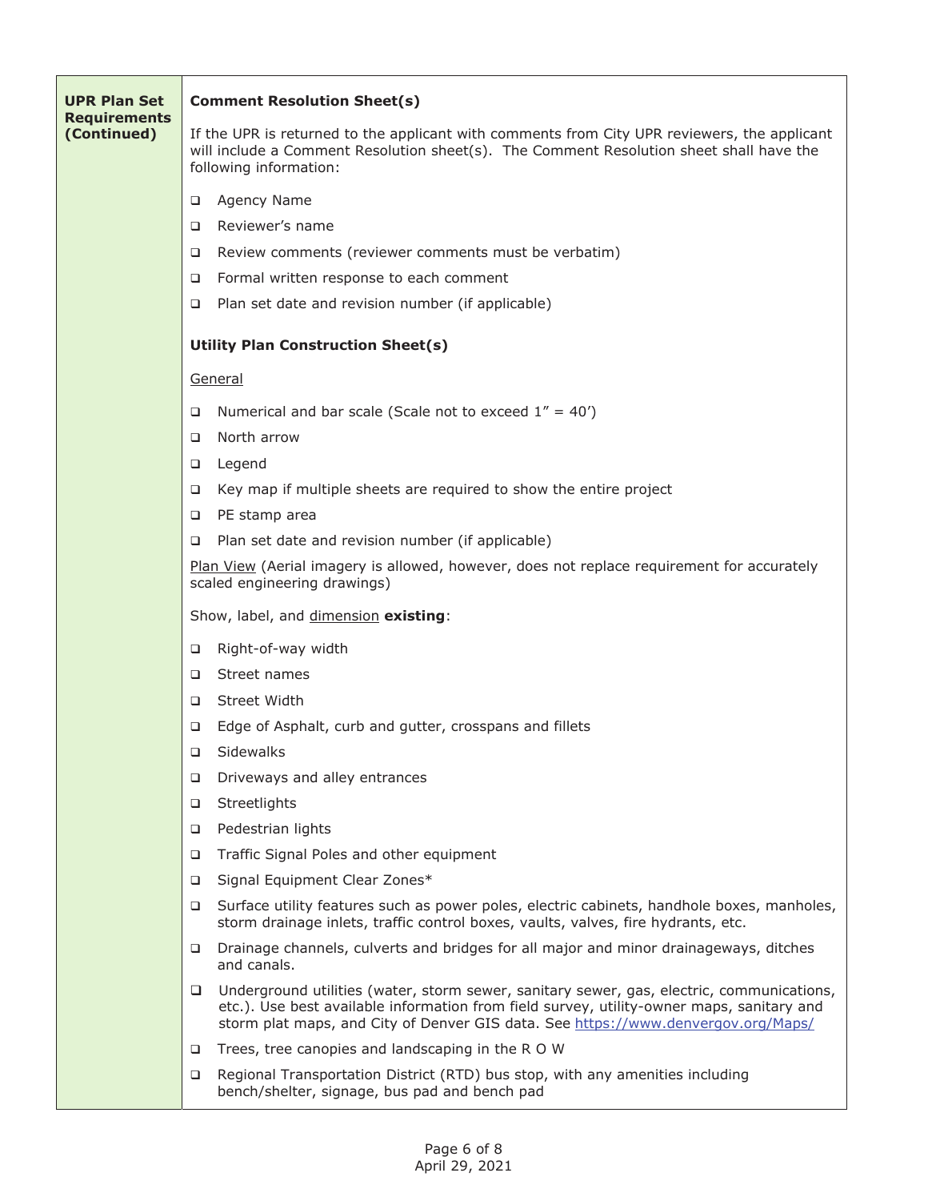**UPR Plan Set Requirements (Continued)**

**Comment Resolution Sheet(s)**

If the UPR is returned to the applicant with comments from City UPR reviewers, the applicant will include a Comment Resolution sheet(s). The Comment Resolution sheet shall have the following information:

- ❑ Agency Name
- ❑ Reviewer's name
- ❑ Review comments (reviewer comments must be verbatim)
- ❑ Formal written response to each comment
- ❑ Plan set date and revision number (if applicable)

**Utility Plan Construction Sheet(s)**

General

- ❑ Numerical and bar scale (Scale not to exceed 1" = 40')
- ❑ North arrow
- ❑ Legend
- ❑ Key map if multiple sheets are required to show the entire project
- ❑ PE stamp area
- ❑ Plan set date and revision number (if applicable)

Plan View (Aerial imagery is allowed, however, does not replace requirement for accurately scaled engineering drawings)

Show, label, and dimension **existing**:

- ❑ Right-of-way width
- ❑ Street names
- ❑ Street Width
- ❑ Edge of Asphalt, curb and gutter, crosspans and fillets
- ❑ Sidewalks
- ❑ Driveways and alley entrances
- ❑ Streetlights
- ❑ Pedestrian lights
- ❑ Traffic Signal Poles and other equipment
- ❑ Signal Equipment Clear Zones*
- ❑ Surface utility features such as power poles, electric cabinets, handhole boxes, manholes, storm drainage inlets, traffic control boxes, vaults, valves, fire hydrants, etc.
- ❑ Drainage channels, culverts and bridges for all major and minor drainageways, ditches and canals.
- ❑ Underground utilities (water, storm sewer, sanitary sewer, gas, electric, communications, etc.). Use best available information from field survey, utility-owner maps, sanitary and storm plat maps, and City of Denver GIS data. See https://www.denvergov.org/Maps/
- ❑ Trees, tree canopies and landscaping in the R O W
- ❑ Regional Transportation District (RTD) bus stop, with any amenities including bench/shelter, signage, bus pad and bench pad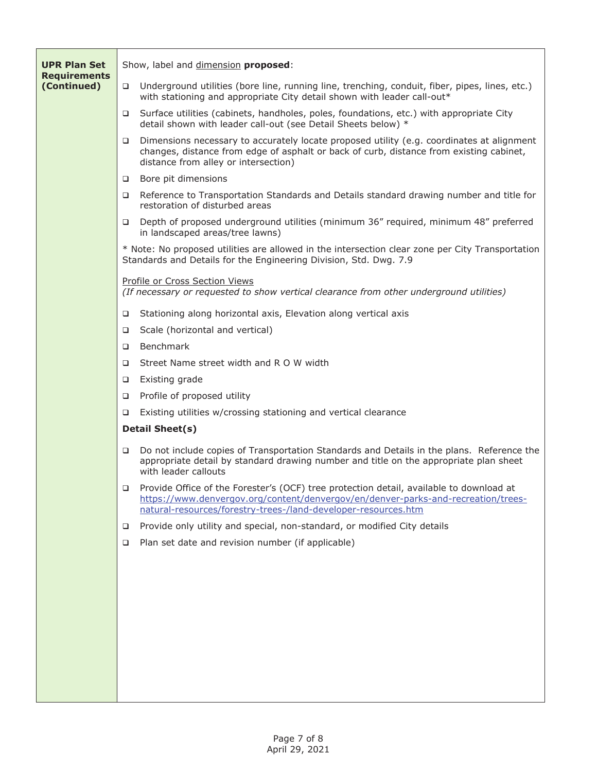| **UPR Plan Set Requirements (Continued)** | Show, label and dimension **proposed**:<br><br>❑ Underground utilities (bore line, running line, trenching, conduit, fiber, pipes, lines, etc.) with stationing and appropriate City detail shown with leader call-out*<br>❑ Surface utilities (cabinets, handholes, poles, foundations, etc.) with appropriate City detail shown with leader call-out (see Detail Sheets below) *<br>❑ Dimensions necessary to accurately locate proposed utility (e.g. coordinates at alignment changes, distance from edge of asphalt or back of curb, distance from existing cabinet, distance from alley or intersection)<br>❑ Bore pit dimensions<br>❑ Reference to Transportation Standards and Details standard drawing number and title for restoration of disturbed areas<br>❑ Depth of proposed underground utilities (minimum 36" required, minimum 48" preferred in landscaped areas/tree lawns)<br><br>* Note: No proposed utilities are allowed in the intersection clear zone per City Transportation Standards and Details for the Engineering Division, Std. Dwg. 7.9<br><br>Profile or Cross Section Views<br>*(If necessary or requested to show vertical clearance from other underground utilities)*<br><br>❑ Stationing along horizontal axis, Elevation along vertical axis<br>❑ Scale (horizontal and vertical)<br>❑ Benchmark<br>❑ Street Name street width and R O W width<br>❑ Existing grade<br>❑ Profile of proposed utility<br>❑ Existing utilities w/crossing stationing and vertical clearance<br><br>**Detail Sheet(s)**<br><br>❑ Do not include copies of Transportation Standards and Details in the plans. Reference the appropriate detail by standard drawing number and title on the appropriate plan sheet with leader callouts<br>❑ Provide Office of the Forester's (OCF) tree protection detail, available to download at https://www.denvergov.org/content/denvergov/en/denver-parks-and-recreation/trees-natural-resources/forestry-trees-/land-developer-resources.htm<br>❑ Provide only utility and special, non-standard, or modified City details<br>❑ Plan set date and revision number (if applicable) |
|---|---|

April 29, 2021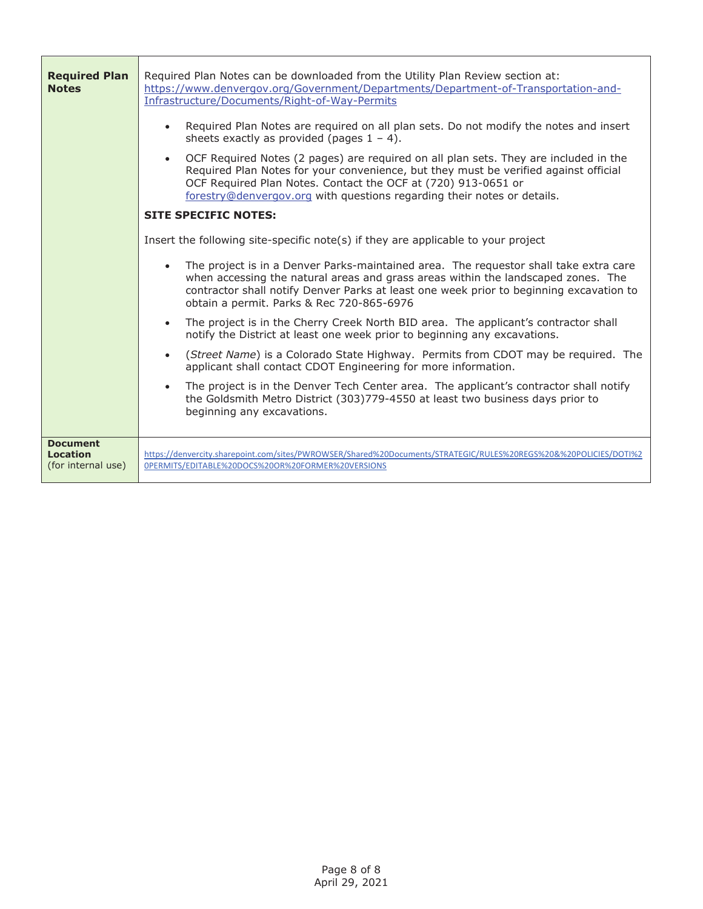| | |
|---|---|
| **Required Plan Notes** | Required Plan Notes can be downloaded from the Utility Plan Review section at: https://www.denvergov.org/Government/Departments/Department-of-Transportation-and-Infrastructure/Documents/Right-of-Way-Permits<br><br>• Required Plan Notes are required on all plan sets. Do not modify the notes and insert sheets exactly as provided (pages 1 – 4).<br><br>• OCF Required Notes (2 pages) are required on all plan sets. They are included in the Required Plan Notes for your convenience, but they must be verified against official OCF Required Plan Notes. Contact the OCF at (720) 913-0651 or forestry@denvergov.org with questions regarding their notes or details.<br><br>**SITE SPECIFIC NOTES:**<br><br>Insert the following site-specific note(s) if they are applicable to your project<br><br>• The project is in a Denver Parks-maintained area. The requestor shall take extra care when accessing the natural areas and grass areas within the landscaped zones. The contractor shall notify Denver Parks at least one week prior to beginning excavation to obtain a permit. Parks & Rec 720-865-6976<br><br>• The project is in the Cherry Creek North BID area. The applicant's contractor shall notify the District at least one week prior to beginning any excavations.<br><br>• (*Street Name*) is a Colorado State Highway. Permits from CDOT may be required. The applicant shall contact CDOT Engineering for more information.<br><br>• The project is in the Denver Tech Center area. The applicant's contractor shall notify the Goldsmith Metro District (303)779-4550 at least two business days prior to beginning any excavations. |
| **Document Location** (for internal use) | https://denvercity.sharepoint.com/sites/PWROWSER/Shared%20Documents/STRATEGIC/RULES%20REGS%20&%20POLICIES/DOTI%20PERMITS/EDITABLE%20DOCS%20OR%20FORMER%20VERSIONS |

April 29, 2021